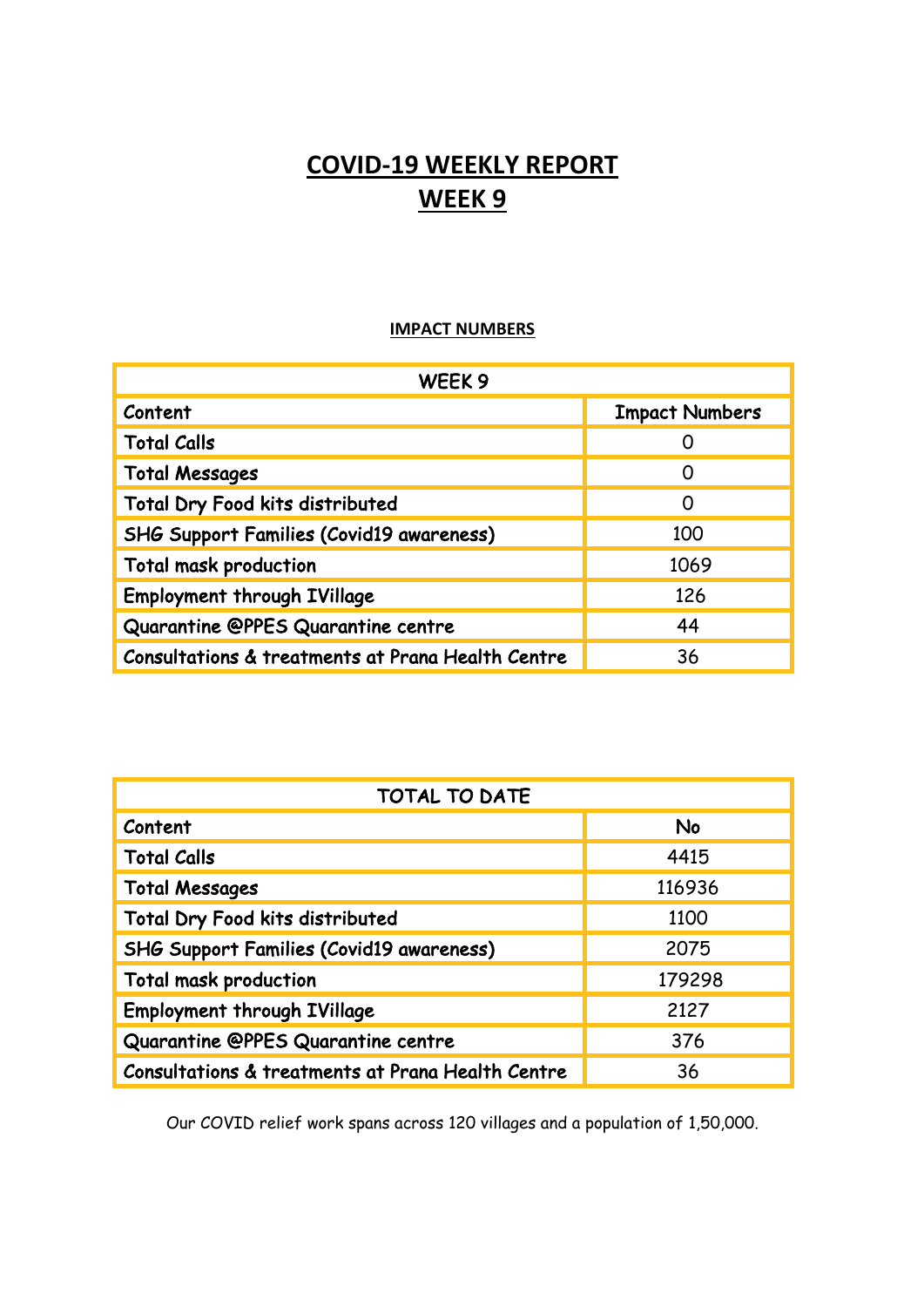# COVID-19 WEEKLY REPORT
# WEEK 9

**IMPACT NUMBERS**

| WEEK 9 | |
|---|---|
| Content | Impact Numbers |
| Total Calls | 0 |
| Total Messages | 0 |
| Total Dry Food kits distributed | 0 |
| SHG Support Families (Covid19 awareness) | 100 |
| Total mask production | 1069 |
| Employment through IVillage | 126 |
| Quarantine @PPES Quarantine centre | 44 |
| Consultations & treatments at Prana Health Centre | 36 |

| TOTAL TO DATE | |
|---|---|
| Content | No |
| Total Calls | 4415 |
| Total Messages | 116936 |
| Total Dry Food kits distributed | 1100 |
| SHG Support Families (Covid19 awareness) | 2075 |
| Total mask production | 179298 |
| Employment through IVillage | 2127 |
| Quarantine @PPES Quarantine centre | 376 |
| Consultations & treatments at Prana Health Centre | 36 |

Our COVID relief work spans across 120 villages and a population of 1,50,000.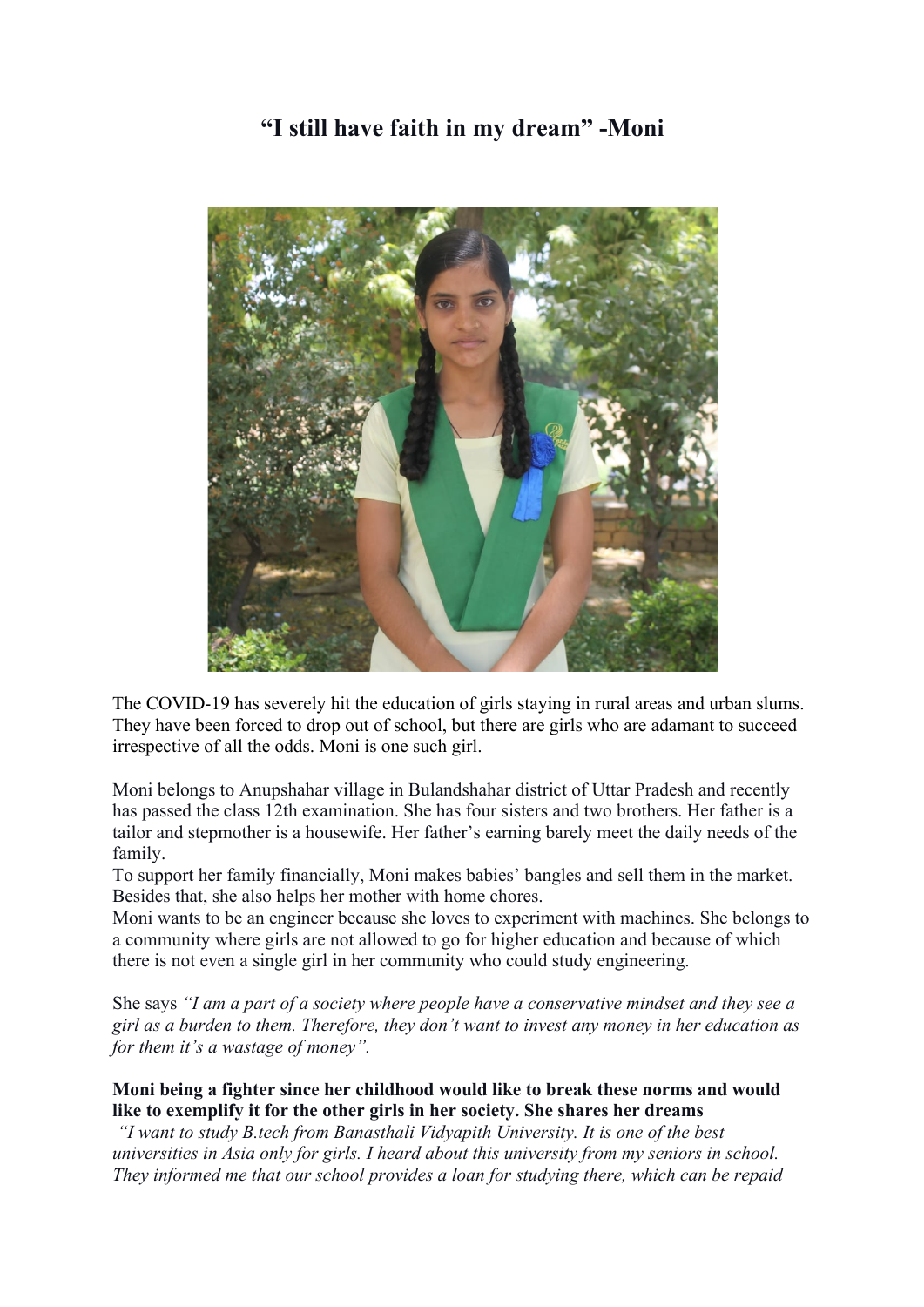# "I still have faith in my dream" -Moni

The COVID-19 has severely hit the education of girls staying in rural areas and urban slums. They have been forced to drop out of school, but there are girls who are adamant to succeed irrespective of all the odds. Moni is one such girl.

Moni belongs to Anupshahar village in Bulandshahar district of Uttar Pradesh and recently has passed the class 12th examination. She has four sisters and two brothers. Her father is a tailor and stepmother is a housewife. Her father's earning barely meet the daily needs of the family.

To support her family financially, Moni makes babies' bangles and sell them in the market. Besides that, she also helps her mother with home chores.

Moni wants to be an engineer because she loves to experiment with machines. She belongs to a community where girls are not allowed to go for higher education and because of which there is not even a single girl in her community who could study engineering.

She says *"I am a part of a society where people have a conservative mindset and they see a girl as a burden to them. Therefore, they don't want to invest any money in her education as for them it's a wastage of money".*

**Moni being a fighter since her childhood would like to break these norms and would like to exemplify it for the other girls in her society. She shares her dreams**

*"I want to study B.tech from Banasthali Vidyapith University. It is one of the best universities in Asia only for girls. I heard about this university from my seniors in school. They informed me that our school provides a loan for studying there, which can be repaid*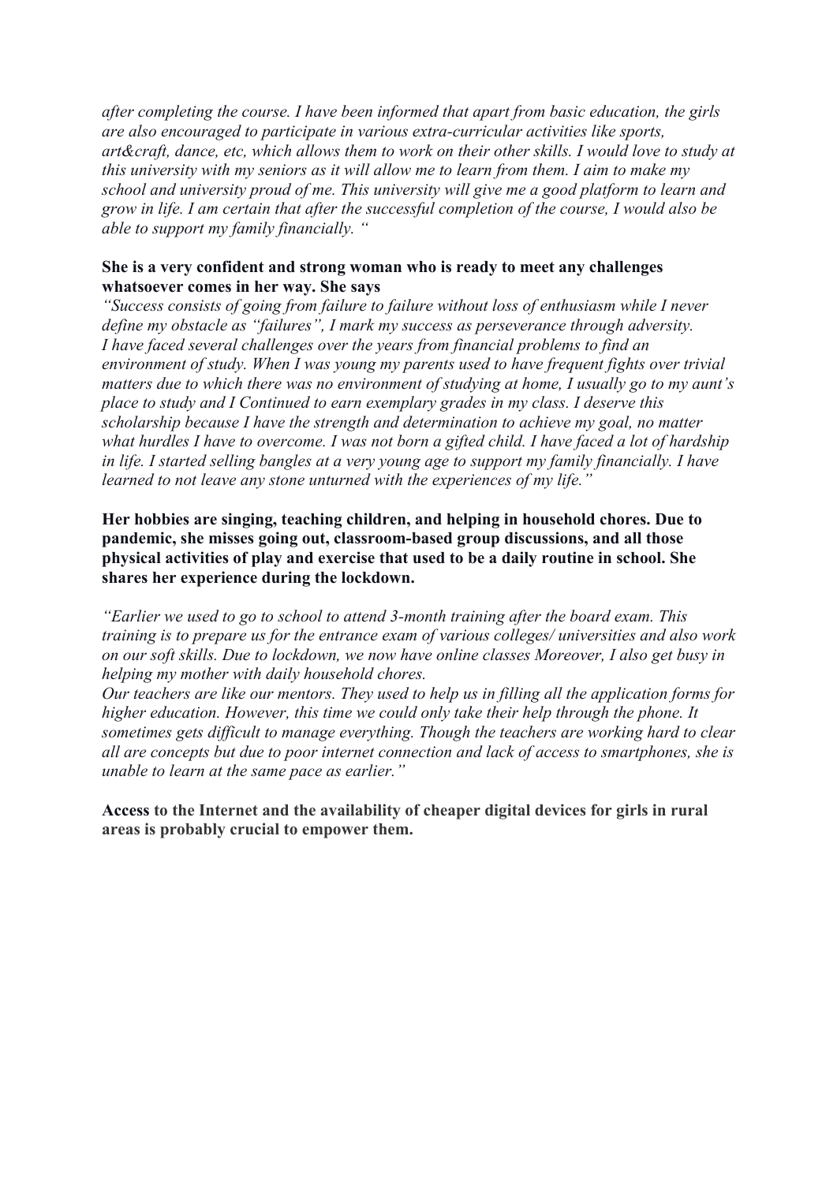*after completing the course. I have been informed that apart from basic education, the girls are also encouraged to participate in various extra-curricular activities like sports, art&craft, dance, etc, which allows them to work on their other skills. I would love to study at this university with my seniors as it will allow me to learn from them. I aim to make my school and university proud of me. This university will give me a good platform to learn and grow in life. I am certain that after the successful completion of the course, I would also be able to support my family financially. "*

**She is a very confident and strong woman who is ready to meet any challenges whatsoever comes in her way. She says**

*"Success consists of going from failure to failure without loss of enthusiasm while I never define my obstacle as "failures", I mark my success as perseverance through adversity. I have faced several challenges over the years from financial problems to find an environment of study. When I was young my parents used to have frequent fights over trivial matters due to which there was no environment of studying at home, I usually go to my aunt's place to study and I Continued to earn exemplary grades in my class. I deserve this scholarship because I have the strength and determination to achieve my goal, no matter what hurdles I have to overcome. I was not born a gifted child. I have faced a lot of hardship in life. I started selling bangles at a very young age to support my family financially. I have learned to not leave any stone unturned with the experiences of my life."*

**Her hobbies are singing, teaching children, and helping in household chores. Due to pandemic, she misses going out, classroom-based group discussions, and all those physical activities of play and exercise that used to be a daily routine in school. She shares her experience during the lockdown.**

*"Earlier we used to go to school to attend 3-month training after the board exam. This training is to prepare us for the entrance exam of various colleges/ universities and also work on our soft skills. Due to lockdown, we now have online classes Moreover, I also get busy in helping my mother with daily household chores.*
*Our teachers are like our mentors. They used to help us in filling all the application forms for higher education. However, this time we could only take their help through the phone. It sometimes gets difficult to manage everything. Though the teachers are working hard to clear all are concepts but due to poor internet connection and lack of access to smartphones, she is unable to learn at the same pace as earlier."*

**Access to the Internet and the availability of cheaper digital devices for girls in rural areas is probably crucial to empower them.**